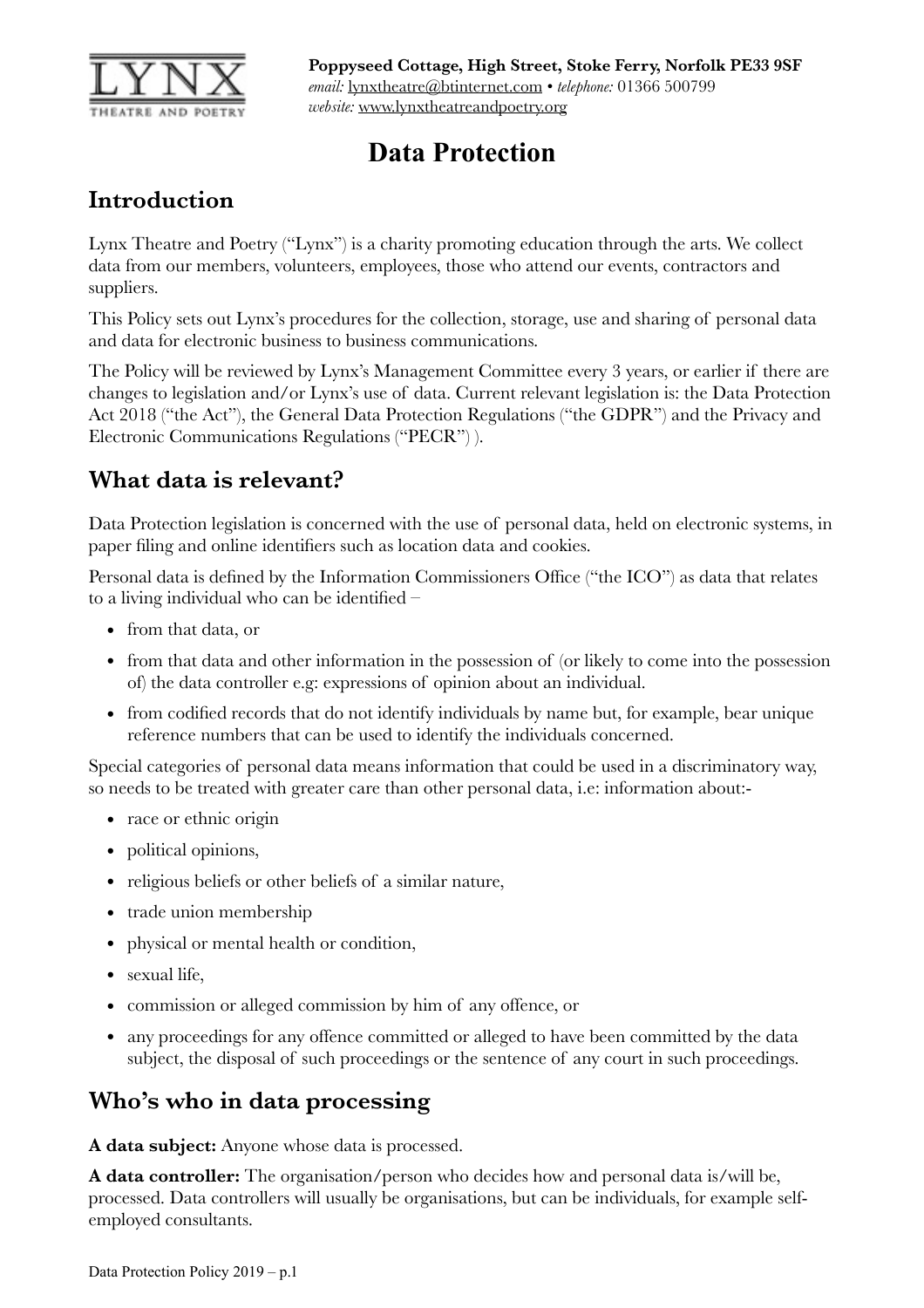**Poppyseed Cottage, High Street, Stoke Ferry, Norfolk PE33 9SF**
*email:* lynxtheatre@btinternet.com • *telephone:* 01366 500799
*website:* www.lynxtheatreandpoetry.org

# Data Protection

## Introduction

Lynx Theatre and Poetry ("Lynx") is a charity promoting education through the arts. We collect data from our members, volunteers, employees, those who attend our events, contractors and suppliers.

This Policy sets out Lynx's procedures for the collection, storage, use and sharing of personal data and data for electronic business to business communications.

The Policy will be reviewed by Lynx's Management Committee every 3 years, or earlier if there are changes to legislation and/or Lynx's use of data. Current relevant legislation is: the Data Protection Act 2018 ("the Act"), the General Data Protection Regulations ("the GDPR") and the Privacy and Electronic Communications Regulations ("PECR") ).

## What data is relevant?

Data Protection legislation is concerned with the use of personal data, held on electronic systems, in paper filing and online identifiers such as location data and cookies.

Personal data is defined by the Information Commissioners Office ("the ICO") as data that relates to a living individual who can be identified –

- from that data, or
- from that data and other information in the possession of (or likely to come into the possession of) the data controller e.g: expressions of opinion about an individual.
- from codified records that do not identify individuals by name but, for example, bear unique reference numbers that can be used to identify the individuals concerned.

Special categories of personal data means information that could be used in a discriminatory way, so needs to be treated with greater care than other personal data, i.e: information about:-

- race or ethnic origin
- political opinions,
- religious beliefs or other beliefs of a similar nature,
- trade union membership
- physical or mental health or condition,
- sexual life,
- commission or alleged commission by him of any offence, or
- any proceedings for any offence committed or alleged to have been committed by the data subject, the disposal of such proceedings or the sentence of any court in such proceedings.

## Who's who in data processing

**A data subject:** Anyone whose data is processed.

**A data controller:** The organisation/person who decides how and personal data is/will be, processed. Data controllers will usually be organisations, but can be individuals, for example self-employed consultants.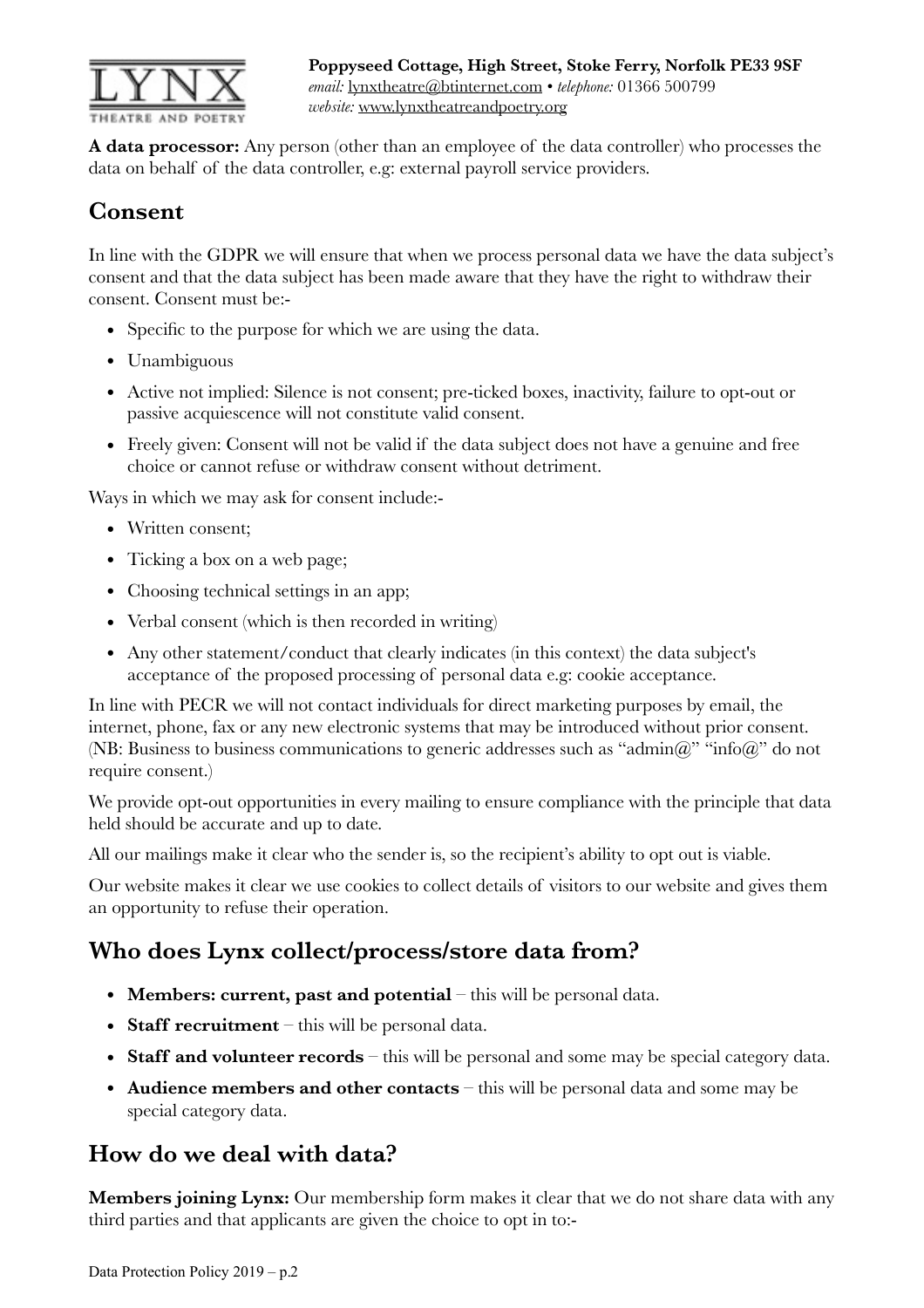**A data processor:** Any person (other than an employee of the data controller) who processes the data on behalf of the data controller, e.g: external payroll service providers.

## Consent

In line with the GDPR we will ensure that when we process personal data we have the data subject's consent and that the data subject has been made aware that they have the right to withdraw their consent. Consent must be:-

- Specific to the purpose for which we are using the data.
- Unambiguous
- Active not implied: Silence is not consent; pre-ticked boxes, inactivity, failure to opt-out or passive acquiescence will not constitute valid consent.
- Freely given: Consent will not be valid if the data subject does not have a genuine and free choice or cannot refuse or withdraw consent without detriment.

Ways in which we may ask for consent include:-

- Written consent;
- Ticking a box on a web page;
- Choosing technical settings in an app;
- Verbal consent (which is then recorded in writing)
- Any other statement/conduct that clearly indicates (in this context) the data subject's acceptance of the proposed processing of personal data e.g: cookie acceptance.

In line with PECR we will not contact individuals for direct marketing purposes by email, the internet, phone, fax or any new electronic systems that may be introduced without prior consent. (NB: Business to business communications to generic addresses such as "admin@" "info@" do not require consent.)

We provide opt-out opportunities in every mailing to ensure compliance with the principle that data held should be accurate and up to date.

All our mailings make it clear who the sender is, so the recipient's ability to opt out is viable.

Our website makes it clear we use cookies to collect details of visitors to our website and gives them an opportunity to refuse their operation.

## Who does Lynx collect/process/store data from?

- **Members: current, past and potential** – this will be personal data.
- **Staff recruitment** – this will be personal data.
- **Staff and volunteer records** – this will be personal and some may be special category data.
- **Audience members and other contacts** – this will be personal data and some may be special category data.

## How do we deal with data?

**Members joining Lynx:** Our membership form makes it clear that we do not share data with any third parties and that applicants are given the choice to opt in to:-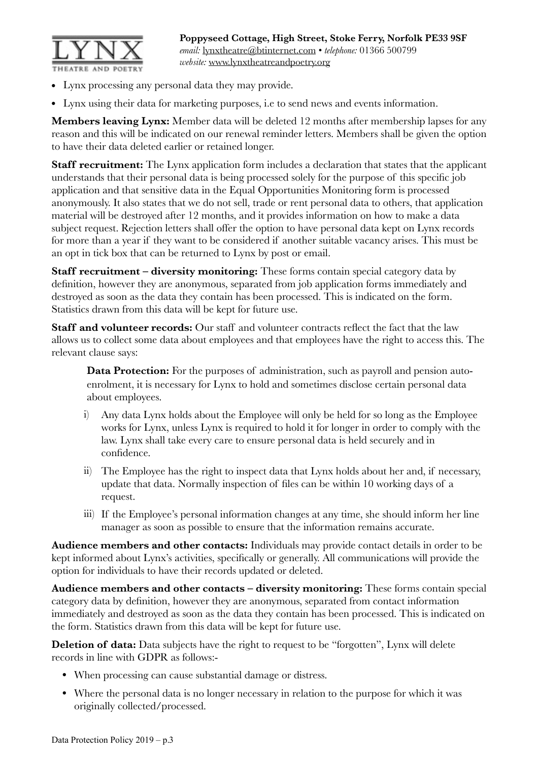- Lynx processing any personal data they may provide.
- Lynx using their data for marketing purposes, i.e to send news and events information.

**Members leaving Lynx:** Member data will be deleted 12 months after membership lapses for any reason and this will be indicated on our renewal reminder letters. Members shall be given the option to have their data deleted earlier or retained longer.

**Staff recruitment:** The Lynx application form includes a declaration that states that the applicant understands that their personal data is being processed solely for the purpose of this specific job application and that sensitive data in the Equal Opportunities Monitoring form is processed anonymously. It also states that we do not sell, trade or rent personal data to others, that application material will be destroyed after 12 months, and it provides information on how to make a data subject request. Rejection letters shall offer the option to have personal data kept on Lynx records for more than a year if they want to be considered if another suitable vacancy arises. This must be an opt in tick box that can be returned to Lynx by post or email.

**Staff recruitment – diversity monitoring:** These forms contain special category data by definition, however they are anonymous, separated from job application forms immediately and destroyed as soon as the data they contain has been processed. This is indicated on the form. Statistics drawn from this data will be kept for future use.

**Staff and volunteer records:** Our staff and volunteer contracts reflect the fact that the law allows us to collect some data about employees and that employees have the right to access this. The relevant clause says:

> **Data Protection:** For the purposes of administration, such as payroll and pension auto-enrolment, it is necessary for Lynx to hold and sometimes disclose certain personal data about employees.
>
> i) Any data Lynx holds about the Employee will only be held for so long as the Employee works for Lynx, unless Lynx is required to hold it for longer in order to comply with the law. Lynx shall take every care to ensure personal data is held securely and in confidence.
>
> ii) The Employee has the right to inspect data that Lynx holds about her and, if necessary, update that data. Normally inspection of files can be within 10 working days of a request.
>
> iii) If the Employee's personal information changes at any time, she should inform her line manager as soon as possible to ensure that the information remains accurate.

**Audience members and other contacts:** Individuals may provide contact details in order to be kept informed about Lynx's activities, specifically or generally. All communications will provide the option for individuals to have their records updated or deleted.

**Audience members and other contacts – diversity monitoring:** These forms contain special category data by definition, however they are anonymous, separated from contact information immediately and destroyed as soon as the data they contain has been processed. This is indicated on the form. Statistics drawn from this data will be kept for future use.

**Deletion of data:** Data subjects have the right to request to be "forgotten", Lynx will delete records in line with GDPR as follows:-

- When processing can cause substantial damage or distress.
- Where the personal data is no longer necessary in relation to the purpose for which it was originally collected/processed.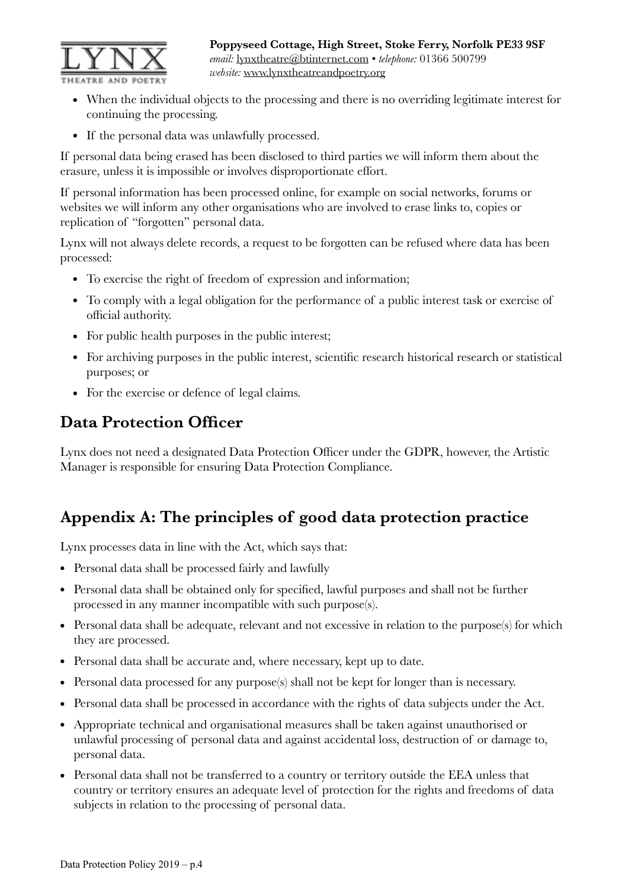- When the individual objects to the processing and there is no overriding legitimate interest for continuing the processing.
- If the personal data was unlawfully processed.

If personal data being erased has been disclosed to third parties we will inform them about the erasure, unless it is impossible or involves disproportionate effort.

If personal information has been processed online, for example on social networks, forums or websites we will inform any other organisations who are involved to erase links to, copies or replication of "forgotten" personal data.

Lynx will not always delete records, a request to be forgotten can be refused where data has been processed:

- To exercise the right of freedom of expression and information;
- To comply with a legal obligation for the performance of a public interest task or exercise of official authority.
- For public health purposes in the public interest;
- For archiving purposes in the public interest, scientific research historical research or statistical purposes; or
- For the exercise or defence of legal claims.

## Data Protection Officer

Lynx does not need a designated Data Protection Officer under the GDPR, however, the Artistic Manager is responsible for ensuring Data Protection Compliance.

## Appendix A: The principles of good data protection practice

Lynx processes data in line with the Act, which says that:

- Personal data shall be processed fairly and lawfully
- Personal data shall be obtained only for specified, lawful purposes and shall not be further processed in any manner incompatible with such purpose(s).
- Personal data shall be adequate, relevant and not excessive in relation to the purpose(s) for which they are processed.
- Personal data shall be accurate and, where necessary, kept up to date.
- Personal data processed for any purpose(s) shall not be kept for longer than is necessary.
- Personal data shall be processed in accordance with the rights of data subjects under the Act.
- Appropriate technical and organisational measures shall be taken against unauthorised or unlawful processing of personal data and against accidental loss, destruction of or damage to, personal data.
- Personal data shall not be transferred to a country or territory outside the EEA unless that country or territory ensures an adequate level of protection for the rights and freedoms of data subjects in relation to the processing of personal data.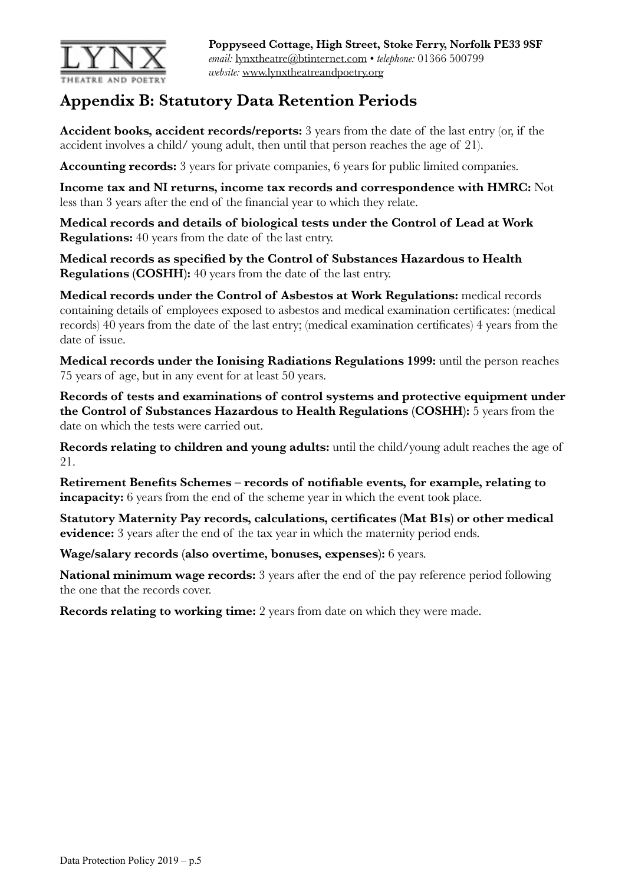Poppyseed Cottage, High Street, Stoke Ferry, Norfolk PE33 9SF
*email:* lynxtheatre@btinternet.com • *telephone:* 01366 500799
*website:* www.lynxtheatreandpoetry.org

## Appendix B: Statutory Data Retention Periods

**Accident books, accident records/reports:** 3 years from the date of the last entry (or, if the accident involves a child/ young adult, then until that person reaches the age of 21).

**Accounting records:** 3 years for private companies, 6 years for public limited companies.

**Income tax and NI returns, income tax records and correspondence with HMRC:** Not less than 3 years after the end of the financial year to which they relate.

**Medical records and details of biological tests under the Control of Lead at Work Regulations:** 40 years from the date of the last entry.

**Medical records as specified by the Control of Substances Hazardous to Health Regulations (COSHH):** 40 years from the date of the last entry.

**Medical records under the Control of Asbestos at Work Regulations:** medical records containing details of employees exposed to asbestos and medical examination certificates: (medical records) 40 years from the date of the last entry; (medical examination certificates) 4 years from the date of issue.

**Medical records under the Ionising Radiations Regulations 1999:** until the person reaches 75 years of age, but in any event for at least 50 years.

**Records of tests and examinations of control systems and protective equipment under the Control of Substances Hazardous to Health Regulations (COSHH):** 5 years from the date on which the tests were carried out.

**Records relating to children and young adults:** until the child/young adult reaches the age of 21.

**Retirement Benefits Schemes – records of notifiable events, for example, relating to incapacity:** 6 years from the end of the scheme year in which the event took place.

**Statutory Maternity Pay records, calculations, certificates (Mat B1s) or other medical evidence:** 3 years after the end of the tax year in which the maternity period ends.

**Wage/salary records (also overtime, bonuses, expenses):** 6 years.

**National minimum wage records:** 3 years after the end of the pay reference period following the one that the records cover.

**Records relating to working time:** 2 years from date on which they were made.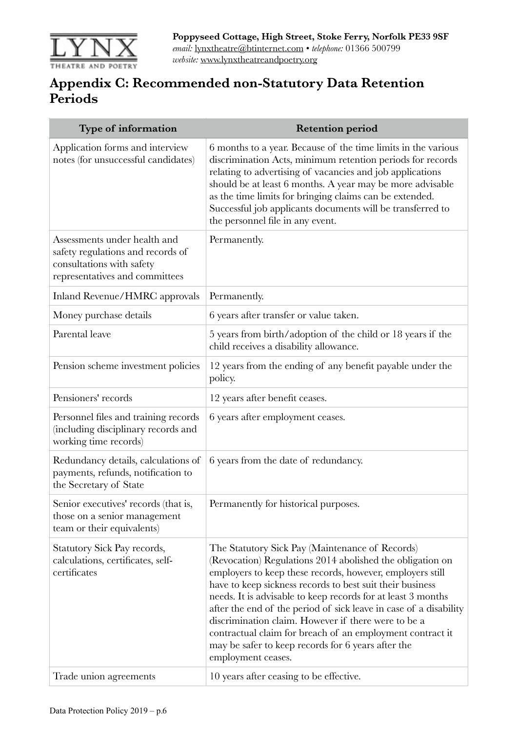## Appendix C: Recommended non-Statutory Data Retention Periods

| Type of information | Retention period |
|---|---|
| Application forms and interview notes (for unsuccessful candidates) | 6 months to a year. Because of the time limits in the various discrimination Acts, minimum retention periods for records relating to advertising of vacancies and job applications should be at least 6 months. A year may be more advisable as the time limits for bringing claims can be extended. Successful job applicants documents will be transferred to the personnel file in any event. |
| Assessments under health and safety regulations and records of consultations with safety representatives and committees | Permanently. |
| Inland Revenue/HMRC approvals | Permanently. |
| Money purchase details | 6 years after transfer or value taken. |
| Parental leave | 5 years from birth/adoption of the child or 18 years if the child receives a disability allowance. |
| Pension scheme investment policies | 12 years from the ending of any benefit payable under the policy. |
| Pensioners' records | 12 years after benefit ceases. |
| Personnel files and training records (including disciplinary records and working time records) | 6 years after employment ceases. |
| Redundancy details, calculations of payments, refunds, notification to the Secretary of State | 6 years from the date of redundancy. |
| Senior executives' records (that is, those on a senior management team or their equivalents) | Permanently for historical purposes. |
| Statutory Sick Pay records, calculations, certificates, self-certificates | The Statutory Sick Pay (Maintenance of Records) (Revocation) Regulations 2014 abolished the obligation on employers to keep these records, however, employers still have to keep sickness records to best suit their business needs. It is advisable to keep records for at least 3 months after the end of the period of sick leave in case of a disability discrimination claim. However if there were to be a contractual claim for breach of an employment contract it may be safer to keep records for 6 years after the employment ceases. |
| Trade union agreements | 10 years after ceasing to be effective. |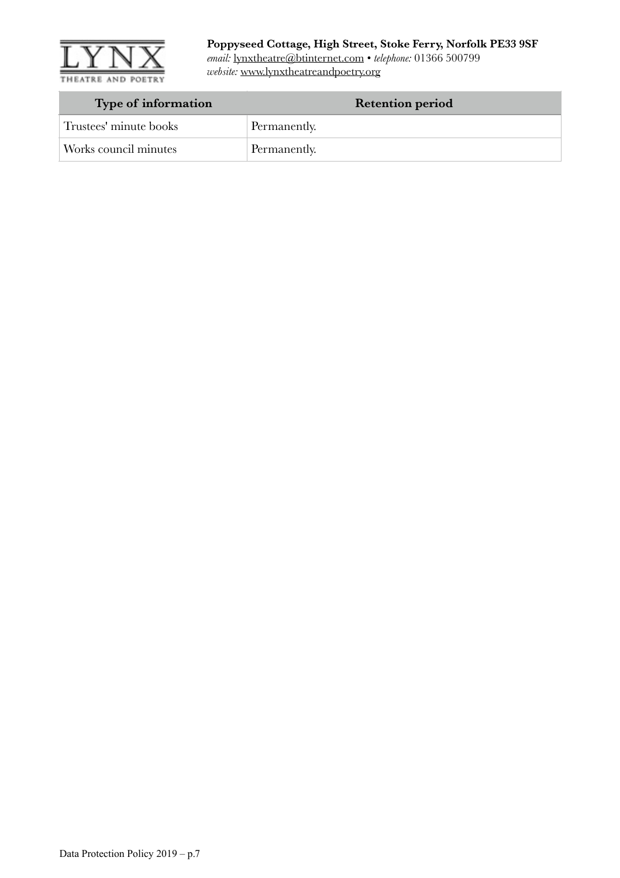| Type of information | Retention period |
|---|---|
| Trustees' minute books | Permanently. |
| Works council minutes | Permanently. |